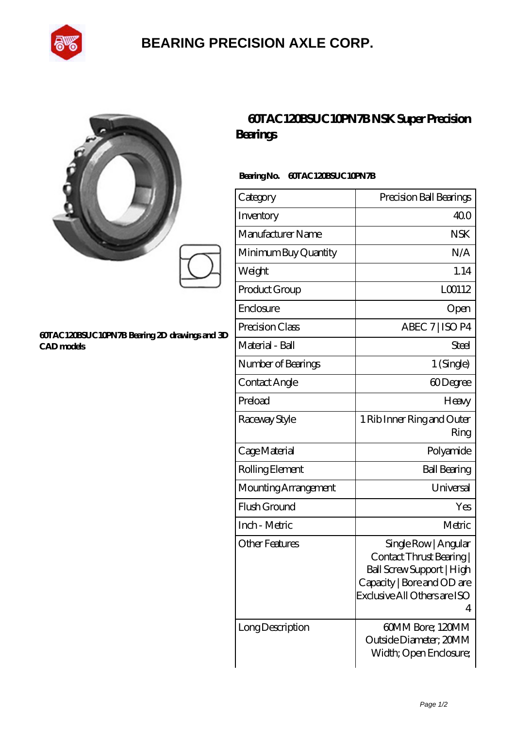# BEARING PRECISION AXLE CORP.

60TAC120BSUC10PN7B Bearing 2D drawings and 3D CAD models

## 60TAC120BSUC10PN7B NSK Super Precision Bearings

**Bearing No.** 60TAC120BSUC10PN7B

| Category | Precision Ball Bearings |
|---|---|
| Inventory | 40.0 |
| Manufacturer Name | NSK |
| Minimum Buy Quantity | N/A |
| Weight | 1.14 |
| Product Group | L00112 |
| Enclosure | Open |
| Precision Class | ABEC 7 \| ISO P4 |
| Material - Ball | Steel |
| Number of Bearings | 1 (Single) |
| Contact Angle | 60 Degree |
| Preload | Heavy |
| Raceway Style | 1 Rib Inner Ring and Outer Ring |
| Cage Material | Polyamide |
| Rolling Element | Ball Bearing |
| Mounting Arrangement | Universal |
| Flush Ground | Yes |
| Inch - Metric | Metric |
| Other Features | Single Row \| Angular Contact Thrust Bearing \| Ball Screw Support \| High Capacity \| Bore and OD are Exclusive All Others are ISO 4 |
| Long Description | 60MM Bore; 120MM Outside Diameter; 20MM Width; Open Enclosure; |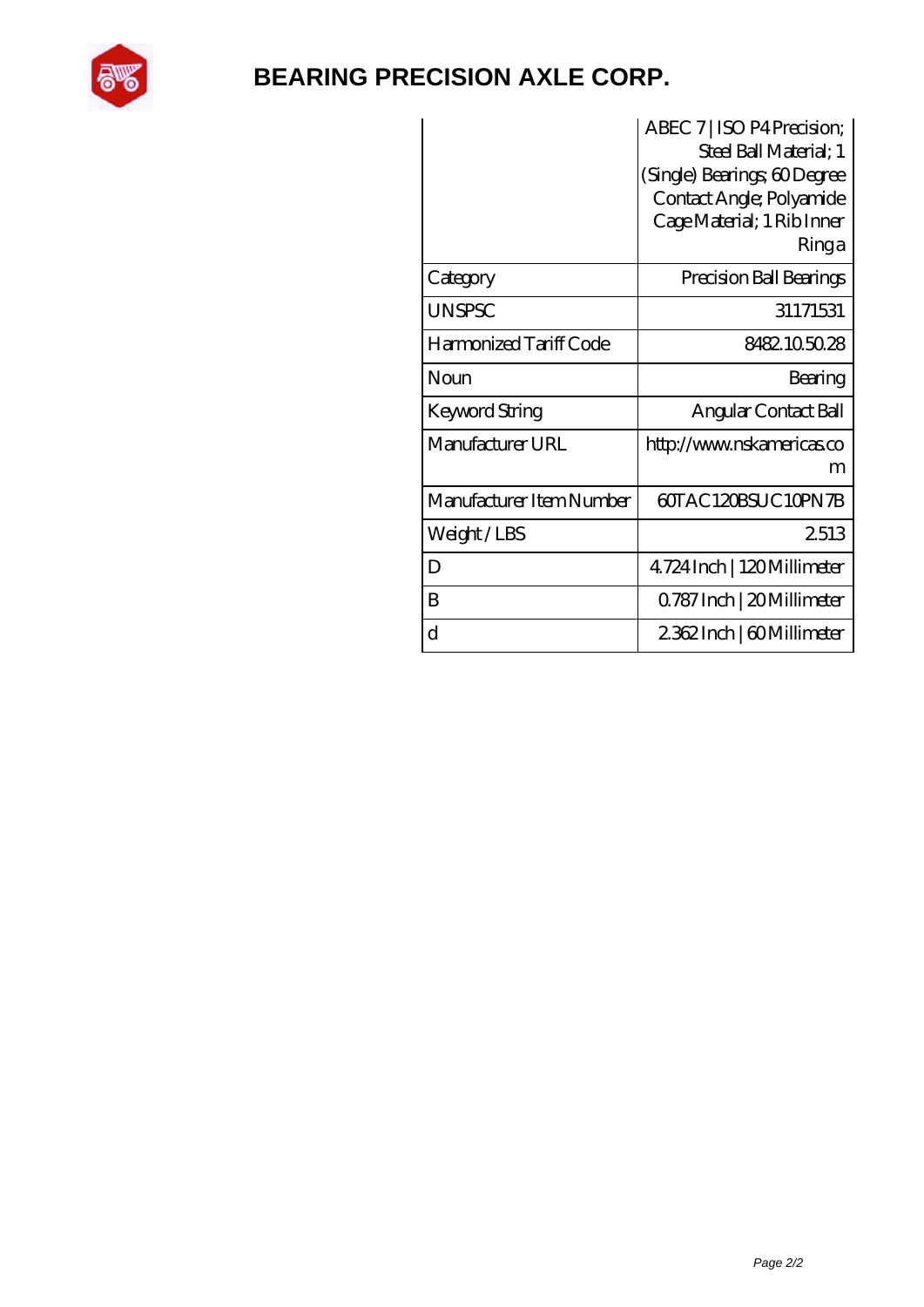| | |
|---|---|
| | ABEC 7 \| ISO P4 Precision; Steel Ball Material; 1 (Single) Bearings; 60 Degree Contact Angle; Polyamide Cage Material; 1 Rib Inner Ring a |
| Category | Precision Ball Bearings |
| UNSPSC | 31171531 |
| Harmonized Tariff Code | 8482.10.50.28 |
| Noun | Bearing |
| Keyword String | Angular Contact Ball |
| Manufacturer URL | http://www.nskamericas.com |
| Manufacturer Item Number | 60TAC120BSUC10PN7B |
| Weight / LBS | 2.513 |
| D | 4.724 Inch \| 120 Millimeter |
| B | 0.787 Inch \| 20 Millimeter |
| d | 2.362 Inch \| 60 Millimeter |